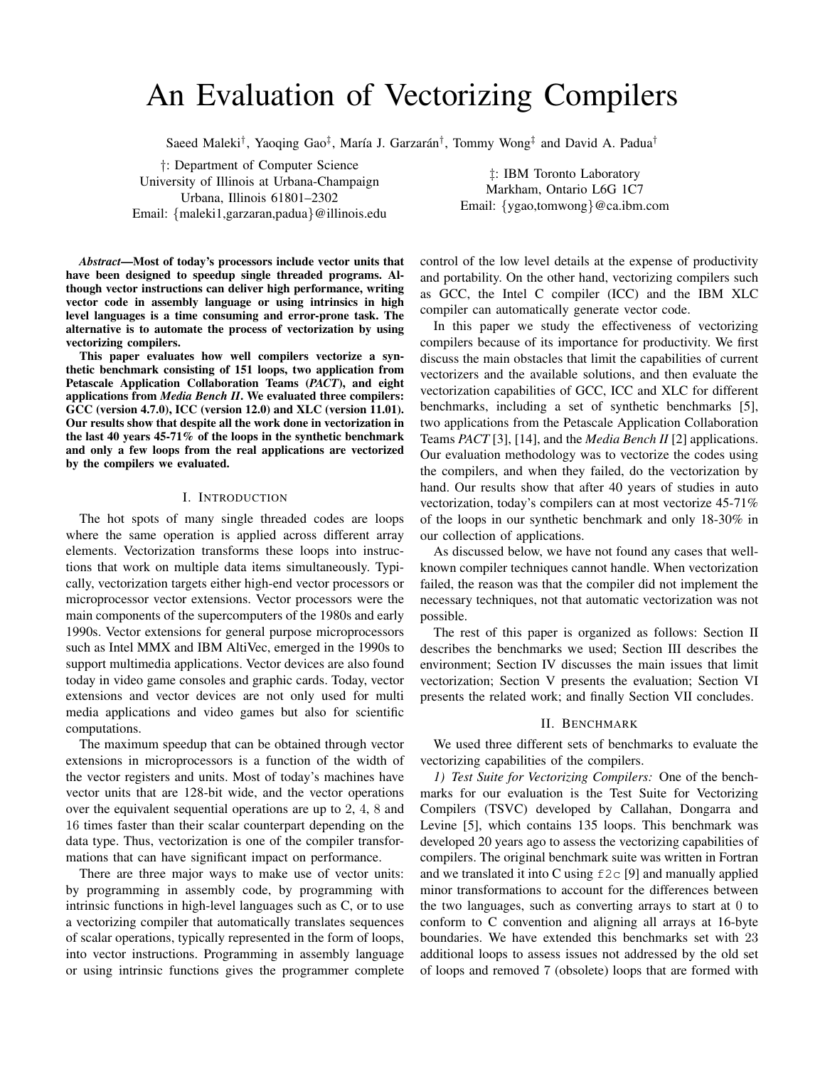# An Evaluation of Vectorizing Compilers

Saeed Maleki[†], Yaoqing Gao[‡], María J. Garzarán[†], Tommy Wong[‡] and David A. Padua[†]

[†]: Department of Computer Science
University of Illinois at Urbana-Champaign
Urbana, Illinois 61801–2302
Email: {maleki1,garzaran,padua}@illinois.edu

[‡]: IBM Toronto Laboratory
Markham, Ontario L6G 1C7
Email: {ygao,tomwong}@ca.ibm.com

***Abstract*—Most of today's processors include vector units that have been designed to speedup single threaded programs. Although vector instructions can deliver high performance, writing vector code in assembly language or using intrinsics in high level languages is a time consuming and error-prone task. The alternative is to automate the process of vectorization by using vectorizing compilers.**

**This paper evaluates how well compilers vectorize a synthetic benchmark consisting of 151 loops, two application from Petascale Application Collaboration Teams (*PACT*), and eight applications from *Media Bench II*. We evaluated three compilers: GCC (version 4.7.0), ICC (version 12.0) and XLC (version 11.01). Our results show that despite all the work done in vectorization in the last 40 years 45-71% of the loops in the synthetic benchmark and only a few loops from the real applications are vectorized by the compilers we evaluated.**

## I. Introduction

The hot spots of many single threaded codes are loops where the same operation is applied across different array elements. Vectorization transforms these loops into instructions that work on multiple data items simultaneously. Typically, vectorization targets either high-end vector processors or microprocessor vector extensions. Vector processors were the main components of the supercomputers of the 1980s and early 1990s. Vector extensions for general purpose microprocessors such as Intel MMX and IBM AltiVec, emerged in the 1990s to support multimedia applications. Vector devices are also found today in video game consoles and graphic cards. Today, vector extensions and vector devices are not only used for multi media applications and video games but also for scientific computations.

The maximum speedup that can be obtained through vector extensions in microprocessors is a function of the width of the vector registers and units. Most of today's machines have vector units that are 128-bit wide, and the vector operations over the equivalent sequential operations are up to 2, 4, 8 and 16 times faster than their scalar counterpart depending on the data type. Thus, vectorization is one of the compiler transformations that can have significant impact on performance.

There are three major ways to make use of vector units: by programming in assembly code, by programming with intrinsic functions in high-level languages such as C, or to use a vectorizing compiler that automatically translates sequences of scalar operations, typically represented in the form of loops, into vector instructions. Programming in assembly language or using intrinsic functions gives the programmer complete control of the low level details at the expense of productivity and portability. On the other hand, vectorizing compilers such as GCC, the Intel C compiler (ICC) and the IBM XLC compiler can automatically generate vector code.

In this paper we study the effectiveness of vectorizing compilers because of its importance for productivity. We first discuss the main obstacles that limit the capabilities of current vectorizers and the available solutions, and then evaluate the vectorization capabilities of GCC, ICC and XLC for different benchmarks, including a set of synthetic benchmarks [5], two applications from the Petascale Application Collaboration Teams *PACT* [3], [14], and the *Media Bench II* [2] applications. Our evaluation methodology was to vectorize the codes using the compilers, and when they failed, do the vectorization by hand. Our results show that after 40 years of studies in auto vectorization, today's compilers can at most vectorize 45-71% of the loops in our synthetic benchmark and only 18-30% in our collection of applications.

As discussed below, we have not found any cases that well-known compiler techniques cannot handle. When vectorization failed, the reason was that the compiler did not implement the necessary techniques, not that automatic vectorization was not possible.

The rest of this paper is organized as follows: Section II describes the benchmarks we used; Section III describes the environment; Section IV discusses the main issues that limit vectorization; Section V presents the evaluation; Section VI presents the related work; and finally Section VII concludes.

## II. Benchmark

We used three different sets of benchmarks to evaluate the vectorizing capabilities of the compilers.

*1) Test Suite for Vectorizing Compilers:* One of the benchmarks for our evaluation is the Test Suite for Vectorizing Compilers (TSVC) developed by Callahan, Dongarra and Levine [5], which contains 135 loops. This benchmark was developed 20 years ago to assess the vectorizing capabilities of compilers. The original benchmark suite was written in Fortran and we translated it into C using `f2c` [9] and manually applied minor transformations to account for the differences between the two languages, such as converting arrays to start at 0 to conform to C convention and aligning all arrays at 16-byte boundaries. We have extended this benchmarks set with 23 additional loops to assess issues not addressed by the old set of loops and removed 7 (obsolete) loops that are formed with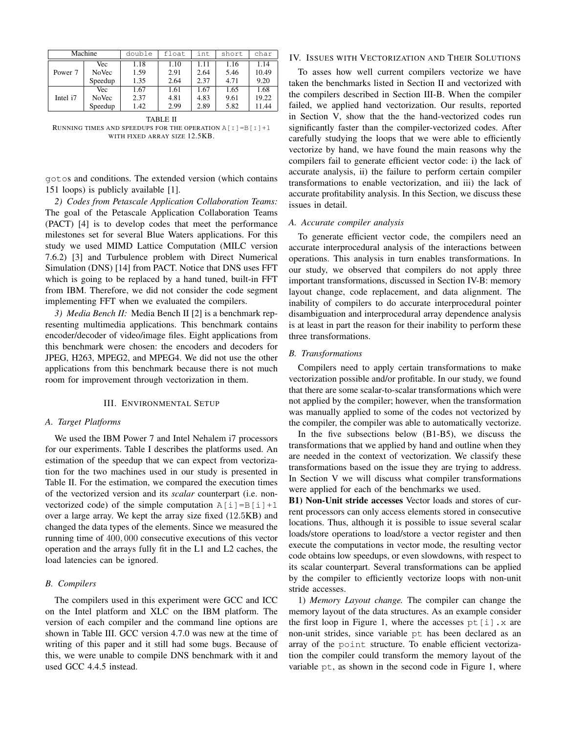| Machine | | double | float | int | short | char |
|---|---|---|---|---|---|---|
| Power 7 | Vec | 1.18 | 1.10 | 1.11 | 1.16 | 1.14 |
| | NoVec | 1.59 | 2.91 | 2.64 | 5.46 | 10.49 |
| | Speedup | 1.35 | 2.64 | 2.37 | 4.71 | 9.20 |
| Intel i7 | Vec | 1.67 | 1.61 | 1.67 | 1.65 | 1.68 |
| | NoVec | 2.37 | 4.81 | 4.83 | 9.61 | 19.22 |
| | Speedup | 1.42 | 2.99 | 2.89 | 5.82 | 11.44 |

TABLE II
RUNNING TIMES AND SPEEDUPS FOR THE OPERATION `A[I]=B[I]+1` WITH FIXED ARRAY SIZE 12.5KB.

`goto`s and conditions. The extended version (which contains 151 loops) is publicly available [1].

*2) Codes from Petascale Application Collaboration Teams:* The goal of the Petascale Application Collaboration Teams (PACT) [4] is to develop codes that meet the performance milestones set for several Blue Waters applications. For this study we used MIMD Lattice Computation (MILC version 7.6.2) [3] and Turbulence problem with Direct Numerical Simulation (DNS) [14] from PACT. Notice that DNS uses FFT which is going to be replaced by a hand tuned, built-in FFT from IBM. Therefore, we did not consider the code segment implementing FFT when we evaluated the compilers.

*3) Media Bench II:* Media Bench II [2] is a benchmark representing multimedia applications. This benchmark contains encoder/decoder of video/image files. Eight applications from this benchmark were chosen: the encoders and decoders for JPEG, H263, MPEG2, and MPEG4. We did not use the other applications from this benchmark because there is not much room for improvement through vectorization in them.

## III. ENVIRONMENTAL SETUP

### A. Target Platforms

We used the IBM Power 7 and Intel Nehalem i7 processors for our experiments. Table I describes the platforms used. An estimation of the speedup that we can expect from vectorization for the two machines used in our study is presented in Table II. For the estimation, we compared the execution times of the vectorized version and its *scalar* counterpart (i.e. non-vectorized code) of the simple computation `A[i]=B[i]+1` over a large array. We kept the array size fixed (12.5KB) and changed the data types of the elements. Since we measured the running time of $400,000$ consecutive executions of this vector operation and the arrays fully fit in the L1 and L2 caches, the load latencies can be ignored.

### B. Compilers

The compilers used in this experiment were GCC and ICC on the Intel platform and XLC on the IBM platform. The version of each compiler and the command line options are shown in Table III. GCC version 4.7.0 was new at the time of writing of this paper and it still had some bugs. Because of this, we were unable to compile DNS benchmark with it and used GCC 4.4.5 instead.

## IV. ISSUES WITH VECTORIZATION AND THEIR SOLUTIONS

To asses how well current compilers vectorize we have taken the benchmarks listed in Section II and vectorized with the compilers described in Section III-B. When the compiler failed, we applied hand vectorization. Our results, reported in Section V, show that the the hand-vectorized codes run significantly faster than the compiler-vectorized codes. After carefully studying the loops that we were able to efficiently vectorize by hand, we have found the main reasons why the compilers fail to generate efficient vector code: i) the lack of accurate analysis, ii) the failure to perform certain compiler transformations to enable vectorization, and iii) the lack of accurate profitability analysis. In this Section, we discuss these issues in detail.

### A. Accurate compiler analysis

To generate efficient vector code, the compilers need an accurate interprocedural analysis of the interactions between operations. This analysis in turn enables transformations. In our study, we observed that compilers do not apply three important transformations, discussed in Section IV-B: memory layout change, code replacement, and data alignment. The inability of compilers to do accurate interprocedural pointer disambiguation and interprocedural array dependence analysis is at least in part the reason for their inability to perform these three transformations.

### B. Transformations

Compilers need to apply certain transformations to make vectorization possible and/or profitable. In our study, we found that there are some scalar-to-scalar transformations which were not applied by the compiler; however, when the transformation was manually applied to some of the codes not vectorized by the compiler, the compiler was able to automatically vectorize.

In the five subsections below (B1-B5), we discuss the transformations that we applied by hand and outline when they are needed in the context of vectorization. We classify these transformations based on the issue they are trying to address. In Section V we will discuss what compiler transformations were applied for each of the benchmarks we used.

**B1) Non-Unit stride accesses** Vector loads and stores of current processors can only access elements stored in consecutive locations. Thus, although it is possible to issue several scalar loads/store operations to load/store a vector register and then execute the computations in vector mode, the resulting vector code obtains low speedups, or even slowdowns, with respect to its scalar counterpart. Several transformations can be applied by the compiler to efficiently vectorize loops with non-unit stride accesses.

1) *Memory Layout change.* The compiler can change the memory layout of the data structures. As an example consider the first loop in Figure 1, where the accesses `pt[i].x` are non-unit strides, since variable `pt` has been declared as an array of the `point` structure. To enable efficient vectorization the compiler could transform the memory layout of the variable `pt`, as shown in the second code in Figure 1, where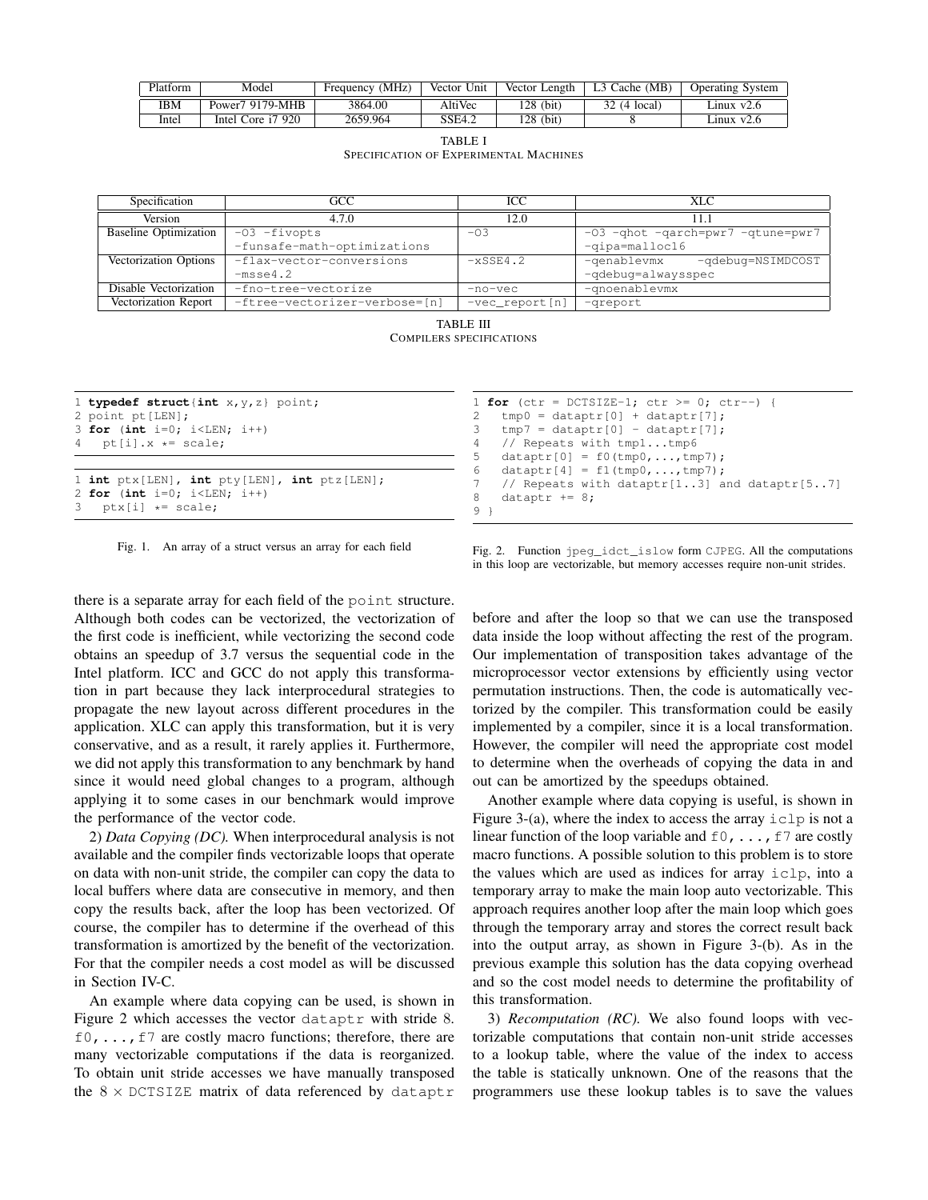| Platform | Model | Frequency (MHz) | Vector Unit | Vector Length | L3 Cache (MB) | Operating System |
|---|---|---|---|---|---|---|
| IBM | Power7 9179-MHB | 3864.00 | AltiVec | 128 (bit) | 32 (4 local) | Linux v2.6 |
| Intel | Intel Core i7 920 | 2659.964 | SSE4.2 | 128 (bit) | 8 | Linux v2.6 |

TABLE I
SPECIFICATION OF EXPERIMENTAL MACHINES

| Specification | GCC | ICC | XLC |
|---|---|---|---|
| Version | 4.7.0 | 12.0 | 11.1 |
| Baseline Optimization | `-O3 -fivopts -funsafe-math-optimizations` | `-O3` | `-O3 -qhot -qarch=pwr7 -qtune=pwr7 -qipa=malloc16` |
| Vectorization Options | `-flax-vector-conversions -msse4.2` | `-xSSE4.2` | `-qenablevmx -qdebug=NSIMDCOST -qdebug=alwaysspec` |
| Disable Vectorization | `-fno-tree-vectorize` | `-no-vec` | `-qnoenablevmx` |
| Vectorization Report | `-ftree-vectorizer-verbose=[n]` | `-vec_report[n]` | `-qreport` |

TABLE III
COMPILERS SPECIFICATIONS

```
1 typedef struct{int x,y,z} point;
2 point pt[LEN];
3 for (int i=0; i<LEN; i++)
4   pt[i].x *= scale;
```

```
1 int ptx[LEN], int pty[LEN], int ptz[LEN];
2 for (int i=0; i<LEN; i++)
3   ptx[i] *= scale;
```

Fig. 1. An array of a struct versus an array for each field

```
1 for (ctr = DCTSIZE-1; ctr >= 0; ctr--) {
2   tmp0 = dataptr[0] + dataptr[7];
3   tmp7 = dataptr[0] - dataptr[7];
4   // Repeats with tmp1...tmp6
5   dataptr[0] = f0(tmp0,...,tmp7);
6   dataptr[4] = f1(tmp0,...,tmp7);
7   // Repeats with dataptr[1..3] and dataptr[5..7]
8   dataptr += 8;
9 }
```

Fig. 2. Function `jpeg_idct_islow` form `CJPEG`. All the computations in this loop are vectorizable, but memory accesses require non-unit strides.

there is a separate array for each field of the `point` structure. Although both codes can be vectorized, the vectorization of the first code is inefficient, while vectorizing the second code obtains an speedup of 3.7 versus the sequential code in the Intel platform. ICC and GCC do not apply this transformation in part because they lack interprocedural strategies to propagate the new layout across different procedures in the application. XLC can apply this transformation, but it is very conservative, and as a result, it rarely applies it. Furthermore, we did not apply this transformation to any benchmark by hand since it would need global changes to a program, although applying it to some cases in our benchmark would improve the performance of the vector code.

2) *Data Copying (DC).* When interprocedural analysis is not available and the compiler finds vectorizable loops that operate on data with non-unit stride, the compiler can copy the data to local buffers where data are consecutive in memory, and then copy the results back, after the loop has been vectorized. Of course, the compiler has to determine if the overhead of this transformation is amortized by the benefit of the vectorization. For that the compiler needs a cost model as will be discussed in Section IV-C.

An example where data copying can be used, is shown in Figure 2 which accesses the vector `dataptr` with stride 8. `f0,...,f7` are costly macro functions; therefore, there are many vectorizable computations if the data is reorganized. To obtain unit stride accesses we have manually transposed the $8 \times$ `DCTSIZE` matrix of data referenced by `dataptr` before and after the loop so that we can use the transposed data inside the loop without affecting the rest of the program. Our implementation of transposition takes advantage of the microprocessor vector extensions by efficiently using vector permutation instructions. Then, the code is automatically vectorized by the compiler. This transformation could be easily implemented by a compiler, since it is a local transformation. However, the compiler will need the appropriate cost model to determine when the overheads of copying the data in and out can be amortized by the speedups obtained.

Another example where data copying is useful, is shown in Figure 3-(a), where the index to access the array `iclp` is not a linear function of the loop variable and `f0,...,f7` are costly macro functions. A possible solution to this problem is to store the values which are used as indices for array `iclp`, into a temporary array to make the main loop auto vectorizable. This approach requires another loop after the main loop which goes through the temporary array and stores the correct result back into the output array, as shown in Figure 3-(b). As in the previous example this solution has the data copying overhead and so the cost model needs to determine the profitability of this transformation.

3) *Recomputation (RC).* We also found loops with vectorizable computations that contain non-unit stride accesses to a lookup table, where the value of the index to access the table is statically unknown. One of the reasons that the programmers use these lookup tables is to save the values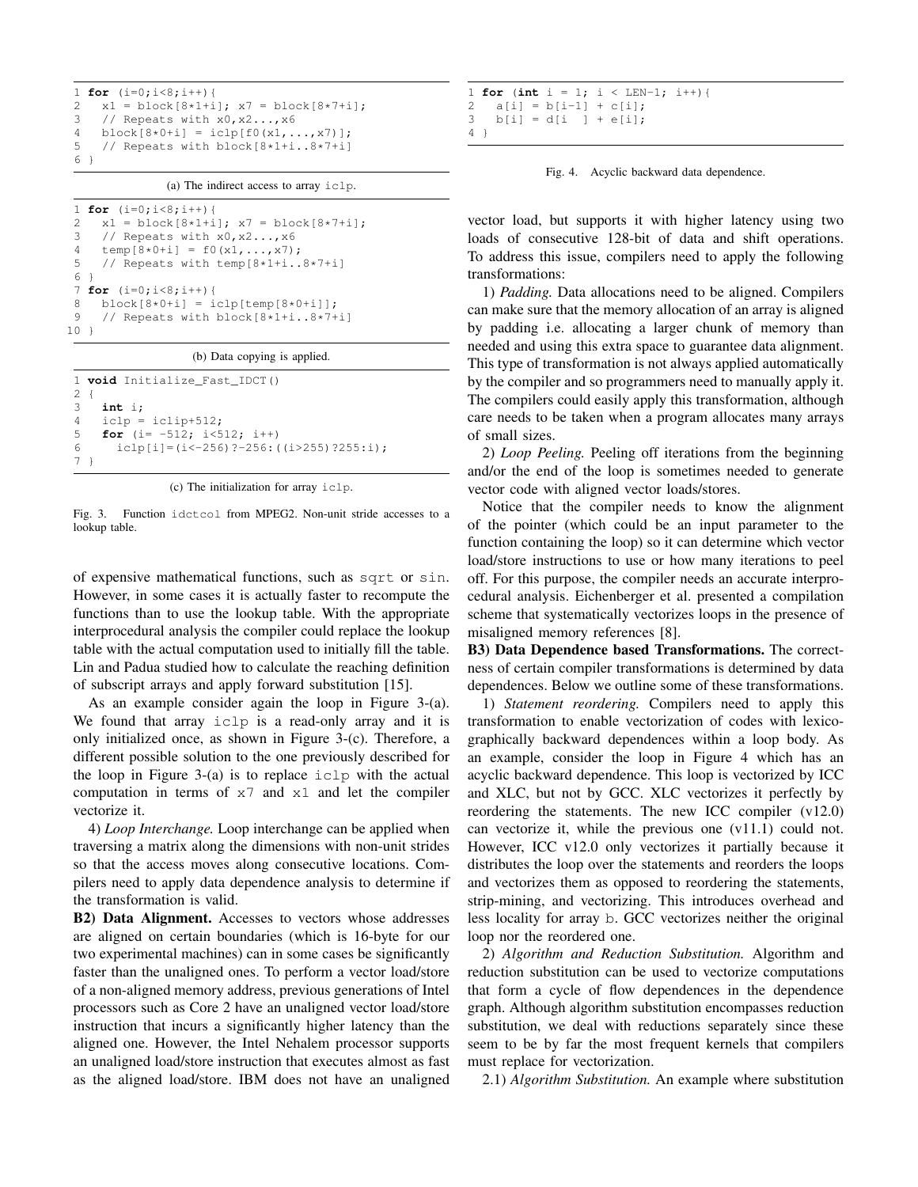```
1 for (i=0;i<8;i++){
2   x1 = block[8*1+i]; x7 = block[8*7+i];
3   // Repeats with x0,x2...,x6
4   block[8*0+i] = iclp[f0(x1,...,x7)];
5   // Repeats with block[8*1+i..8*7+i]
6 }
```

(a) The indirect access to array `iclp`.

```
1 for (i=0;i<8;i++){
2   x1 = block[8*1+i]; x7 = block[8*7+i];
3   // Repeats with x0,x2...,x6
4   temp[8*0+i] = f0(x1,...,x7);
5   // Repeats with temp[8*1+i..8*7+i]
6 }
7 for (i=0;i<8;i++){
8   block[8*0+i] = iclp[temp[8*0+i]];
9   // Repeats with block[8*1+i..8*7+i]
10 }
```

(b) Data copying is applied.

```
1 void Initialize_Fast_IDCT()
2 {
3   int i;
4   iclp = iclip+512;
5   for (i= -512; i<512; i++)
6     iclp[i]=(i<-256)?-256:((i>255)?255:i);
7 }
```

(c) The initialization for array `iclp`.

Fig. 3. Function `idctcol` from MPEG2. Non-unit stride accesses to a lookup table.

of expensive mathematical functions, such as `sqrt` or `sin`. However, in some cases it is actually faster to recompute the functions than to use the lookup table. With the appropriate interprocedural analysis the compiler could replace the lookup table with the actual computation used to initially fill the table. Lin and Padua studied how to calculate the reaching definition of subscript arrays and apply forward substitution [15].

As an example consider again the loop in Figure 3-(a). We found that array `iclp` is a read-only array and it is only initialized once, as shown in Figure 3-(c). Therefore, a different possible solution to the one previously described for the loop in Figure 3-(a) is to replace `iclp` with the actual computation in terms of `x7` and `x1` and let the compiler vectorize it.

4) *Loop Interchange.* Loop interchange can be applied when traversing a matrix along the dimensions with non-unit strides so that the access moves along consecutive locations. Compilers need to apply data dependence analysis to determine if the transformation is valid.

**B2) Data Alignment.** Accesses to vectors whose addresses are aligned on certain boundaries (which is 16-byte for our two experimental machines) can in some cases be significantly faster than the unaligned ones. To perform a vector load/store of a non-aligned memory address, previous generations of Intel processors such as Core 2 have an unaligned vector load/store instruction that incurs a significantly higher latency than the aligned one. However, the Intel Nehalem processor supports an unaligned load/store instruction that executes almost as fast as the aligned load/store. IBM does not have an unaligned vector load, but supports it with higher latency using two loads of consecutive 128-bit of data and shift operations. To address this issue, compilers need to apply the following transformations:

1) *Padding.* Data allocations need to be aligned. Compilers can make sure that the memory allocation of an array is aligned by padding i.e. allocating a larger chunk of memory than needed and using this extra space to guarantee data alignment. This type of transformation is not always applied automatically by the compiler and so programmers need to manually apply it. The compilers could easily apply this transformation, although care needs to be taken when a program allocates many arrays of small sizes.

2) *Loop Peeling.* Peeling off iterations from the beginning and/or the end of the loop is sometimes needed to generate vector code with aligned vector loads/stores.

Notice that the compiler needs to know the alignment of the pointer (which could be an input parameter to the function containing the loop) so it can determine which vector load/store instructions to use or how many iterations to peel off. For this purpose, the compiler needs an accurate interprocedural analysis. Eichenberger et al. presented a compilation scheme that systematically vectorizes loops in the presence of misaligned memory references [8].

```
1 for (int i = 1; i < LEN-1; i++){
2   a[i] = b[i-1] + c[i];
3   b[i] = d[i  ] + e[i];
4 }
```

Fig. 4. Acyclic backward data dependence.

**B3) Data Dependence based Transformations.** The correctness of certain compiler transformations is determined by data dependences. Below we outline some of these transformations.

1) *Statement reordering.* Compilers need to apply this transformation to enable vectorization of codes with lexicographically backward dependences within a loop body. As an example, consider the loop in Figure 4 which has an acyclic backward dependence. This loop is vectorized by ICC and XLC, but not by GCC. XLC vectorizes it perfectly by reordering the statements. The new ICC compiler (v12.0) can vectorize it, while the previous one (v11.1) could not. However, ICC v12.0 only vectorizes it partially because it distributes the loop over the statements and reorders the loops and vectorizes them as opposed to reordering the statements, strip-mining, and vectorizing. This introduces overhead and less locality for array `b`. GCC vectorizes neither the original loop nor the reordered one.

2) *Algorithm and Reduction Substitution.* Algorithm and reduction substitution can be used to vectorize computations that form a cycle of flow dependences in the dependence graph. Although algorithm substitution encompasses reduction substitution, we deal with reductions separately since these seem to be by far the most frequent kernels that compilers must replace for vectorization.

2.1) *Algorithm Substitution.* An example where substitution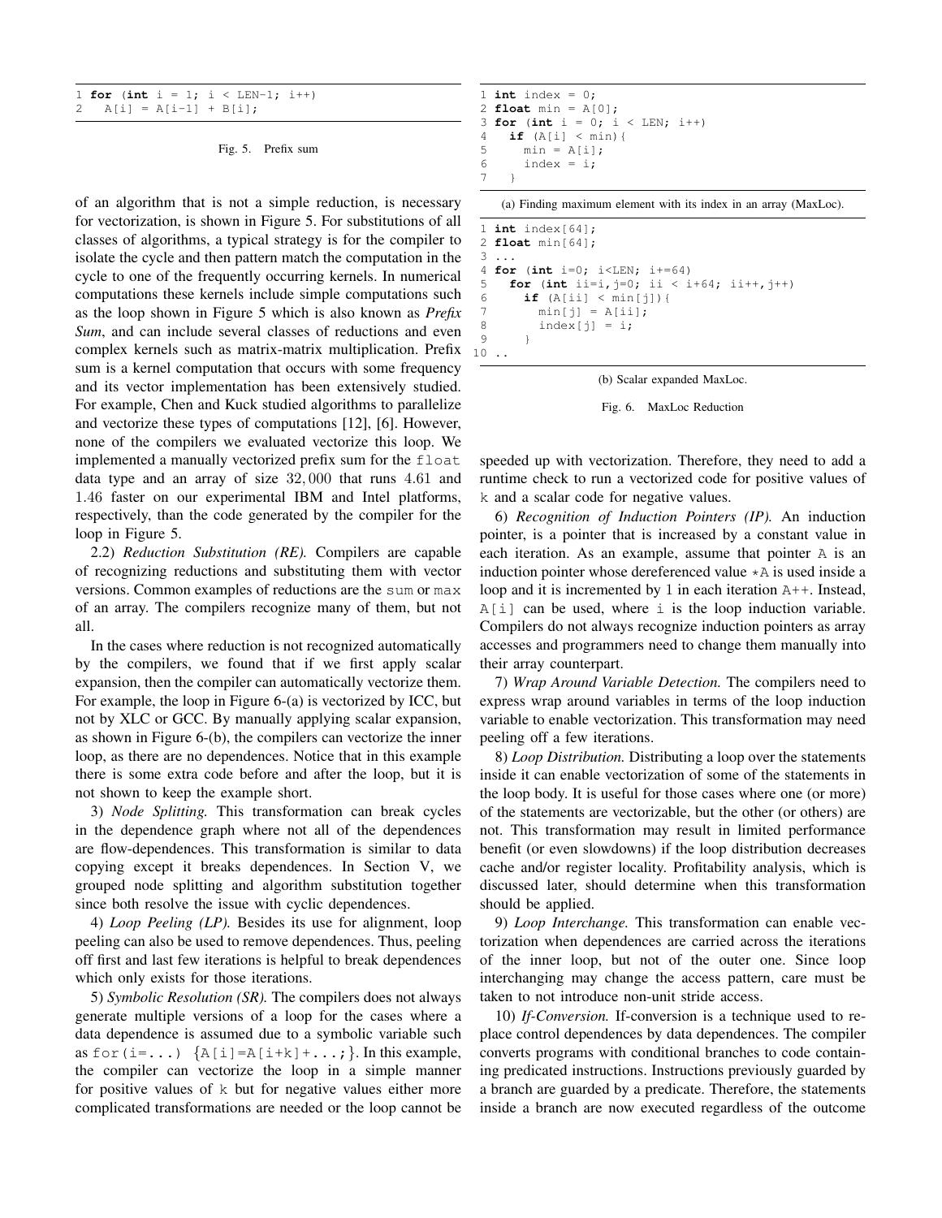```
1 for (int i = 1; i < LEN-1; i++)
2   A[i] = A[i-1] + B[i];
```

Fig. 5. Prefix sum

of an algorithm that is not a simple reduction, is necessary for vectorization, is shown in Figure 5. For substitutions of all classes of algorithms, a typical strategy is for the compiler to isolate the cycle and then pattern match the computation in the cycle to one of the frequently occurring kernels. In numerical computations these kernels include simple computations such as the loop shown in Figure 5 which is also known as *Prefix Sum*, and can include several classes of reductions and even complex kernels such as matrix-matrix multiplication. Prefix sum is a kernel computation that occurs with some frequency and its vector implementation has been extensively studied. For example, Chen and Kuck studied algorithms to parallelize and vectorize these types of computations [12], [6]. However, none of the compilers we evaluated vectorize this loop. We implemented a manually vectorized prefix sum for the `float` data type and an array of size $32,000$ that runs $4.61$ and $1.46$ faster on our experimental IBM and Intel platforms, respectively, than the code generated by the compiler for the loop in Figure 5.

2.2) *Reduction Substitution (RE).* Compilers are capable of recognizing reductions and substituting them with vector versions. Common examples of reductions are the `sum` or `max` of an array. The compilers recognize many of them, but not all.

In the cases where reduction is not recognized automatically by the compilers, we found that if we first apply scalar expansion, then the compiler can automatically vectorize them. For example, the loop in Figure 6-(a) is vectorized by ICC, but not by XLC or GCC. By manually applying scalar expansion, as shown in Figure 6-(b), the compilers can vectorize the inner loop, as there are no dependences. Notice that in this example there is some extra code before and after the loop, but it is not shown to keep the example short.

3) *Node Splitting.* This transformation can break cycles in the dependence graph where not all of the dependences are flow-dependences. This transformation is similar to data copying except it breaks dependences. In Section V, we grouped node splitting and algorithm substitution together since both resolve the issue with cyclic dependences.

4) *Loop Peeling (LP).* Besides its use for alignment, loop peeling can also be used to remove dependences. Thus, peeling off first and last few iterations is helpful to break dependences which only exists for those iterations.

5) *Symbolic Resolution (SR).* The compilers does not always generate multiple versions of a loop for the cases where a data dependence is assumed due to a symbolic variable such as `for(i=...) {A[i]=A[i+k]+...;}`. In this example, the compiler can vectorize the loop in a simple manner for positive values of `k` but for negative values either more complicated transformations are needed or the loop cannot be

```
1 int index = 0;
2 float min = A[0];
3 for (int i = 0; i < LEN; i++)
4   if (A[i] < min){
5     min = A[i];
6     index = i;
7   }
```

(a) Finding maximum element with its index in an array (MaxLoc).

```
1 int index[64];
2 float min[64];
3 ...
4 for (int i=0; i<LEN; i+=64)
5   for (int ii=i,j=0; ii < i+64; ii++,j++)
6     if (A[ii] < min[j]){
7       min[j] = A[ii];
8       index[j] = i;
9     }
10 ..
```

(b) Scalar expanded MaxLoc.

Fig. 6. MaxLoc Reduction

speeded up with vectorization. Therefore, they need to add a runtime check to run a vectorized code for positive values of `k` and a scalar code for negative values.

6) *Recognition of Induction Pointers (IP).* An induction pointer, is a pointer that is increased by a constant value in each iteration. As an example, assume that pointer `A` is an induction pointer whose dereferenced value `*A` is used inside a loop and it is incremented by 1 in each iteration `A++`. Instead, `A[i]` can be used, where `i` is the loop induction variable. Compilers do not always recognize induction pointers as array accesses and programmers need to change them manually into their array counterpart.

7) *Wrap Around Variable Detection.* The compilers need to express wrap around variables in terms of the loop induction variable to enable vectorization. This transformation may need peeling off a few iterations.

8) *Loop Distribution.* Distributing a loop over the statements inside it can enable vectorization of some of the statements in the loop body. It is useful for those cases where one (or more) of the statements are vectorizable, but the other (or others) are not. This transformation may result in limited performance benefit (or even slowdowns) if the loop distribution decreases cache and/or register locality. Profitability analysis, which is discussed later, should determine when this transformation should be applied.

9) *Loop Interchange.* This transformation can enable vectorization when dependences are carried across the iterations of the inner loop, but not of the outer one. Since loop interchanging may change the access pattern, care must be taken to not introduce non-unit stride access.

10) *If-Conversion.* If-conversion is a technique used to replace control dependences by data dependences. The compiler converts programs with conditional branches to code containing predicated instructions. Instructions previously guarded by a branch are guarded by a predicate. Therefore, the statements inside a branch are now executed regardless of the outcome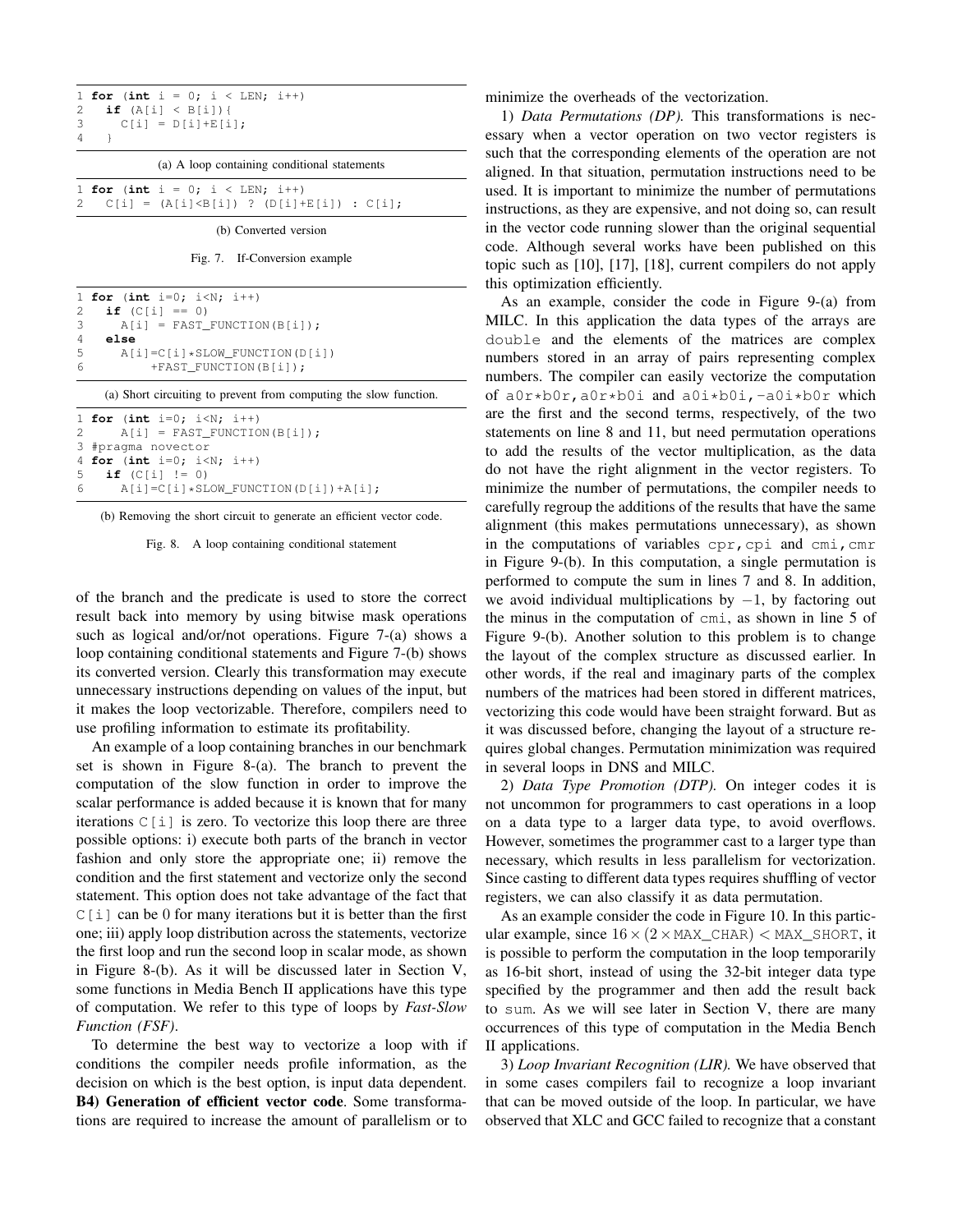```
1 for (int i = 0; i < LEN; i++)
2   if (A[i] < B[i]){
3     C[i] = D[i]+E[i];
4   }
```

(a) A loop containing conditional statements

```
1 for (int i = 0; i < LEN; i++)
2   C[i] = (A[i]<B[i]) ? (D[i]+E[i]) : C[i];
```

(b) Converted version

Fig. 7. If-Conversion example

```
1 for (int i=0; i<N; i++)
2   if (C[i] == 0)
3     A[i] = FAST_FUNCTION(B[i]);
4   else
5     A[i]=C[i]*SLOW_FUNCTION(D[i])
6          +FAST_FUNCTION(B[i]);
```

(a) Short circuiting to prevent from computing the slow function.

```
1 for (int i=0; i<N; i++)
2     A[i] = FAST_FUNCTION(B[i]);
3 #pragma novector
4 for (int i=0; i<N; i++)
5   if (C[i] != 0)
6     A[i]=C[i]*SLOW_FUNCTION(D[i])+A[i];
```

(b) Removing the short circuit to generate an efficient vector code.

Fig. 8. A loop containing conditional statement

of the branch and the predicate is used to store the correct result back into memory by using bitwise mask operations such as logical and/or/not operations. Figure 7-(a) shows a loop containing conditional statements and Figure 7-(b) shows its converted version. Clearly this transformation may execute unnecessary instructions depending on values of the input, but it makes the loop vectorizable. Therefore, compilers need to use profiling information to estimate its profitability.

An example of a loop containing branches in our benchmark set is shown in Figure 8-(a). The branch to prevent the computation of the slow function in order to improve the scalar performance is added because it is known that for many iterations C[i] is zero. To vectorize this loop there are three possible options: i) execute both parts of the branch in vector fashion and only store the appropriate one; ii) remove the condition and the first statement and vectorize only the second statement. This option does not take advantage of the fact that C[i] can be 0 for many iterations but it is better than the first one; iii) apply loop distribution across the statements, vectorize the first loop and run the second loop in scalar mode, as shown in Figure 8-(b). As it will be discussed later in Section V, some functions in Media Bench II applications have this type of computation. We refer to this type of loops by *Fast-Slow Function (FSF)*.

To determine the best way to vectorize a loop with if conditions the compiler needs profile information, as the decision on which is the best option, is input data dependent. **B4) Generation of efficient vector code**. Some transformations are required to increase the amount of parallelism or to minimize the overheads of the vectorization.

1) *Data Permutations (DP).* This transformations is necessary when a vector operation on two vector registers is such that the corresponding elements of the operation are not aligned. In that situation, permutation instructions need to be used. It is important to minimize the number of permutations instructions, as they are expensive, and not doing so, can result in the vector code running slower than the original sequential code. Although several works have been published on this topic such as [10], [17], [18], current compilers do not apply this optimization efficiently.

As an example, consider the code in Figure 9-(a) from MILC. In this application the data types of the arrays are double and the elements of the matrices are complex numbers stored in an array of pairs representing complex numbers. The compiler can easily vectorize the computation of a0r*b0r,a0r*b0i and a0i*b0i,-a0i*b0r which are the first and the second terms, respectively, of the two statements on line 8 and 11, but need permutation operations to add the results of the vector multiplication, as the data do not have the right alignment in the vector registers. To minimize the number of permutations, the compiler needs to carefully regroup the additions of the results that have the same alignment (this makes permutations unnecessary), as shown in the computations of variables cpr,cpi and cmi,cmr in Figure 9-(b). In this computation, a single permutation is performed to compute the sum in lines 7 and 8. In addition, we avoid individual multiplications by $-1$, by factoring out the minus in the computation of cmi, as shown in line 5 of Figure 9-(b). Another solution to this problem is to change the layout of the complex structure as discussed earlier. In other words, if the real and imaginary parts of the complex numbers of the matrices had been stored in different matrices, vectorizing this code would have been straight forward. But as it was discussed before, changing the layout of a structure requires global changes. Permutation minimization was required in several loops in DNS and MILC.

2) *Data Type Promotion (DTP).* On integer codes it is not uncommon for programmers to cast operations in a loop on a data type to a larger data type, to avoid overflows. However, sometimes the programmer cast to a larger type than necessary, which results in less parallelism for vectorization. Since casting to different data types requires shuffling of vector registers, we can also classify it as data permutation.

As an example consider the code in Figure 10. In this particular example, since $16 \times (2 \times \texttt{MAX\_CHAR}) < \texttt{MAX\_SHORT}$, it is possible to perform the computation in the loop temporarily as 16-bit short, instead of using the 32-bit integer data type specified by the programmer and then add the result back to sum. As we will see later in Section V, there are many occurrences of this type of computation in the Media Bench II applications.

3) *Loop Invariant Recognition (LIR).* We have observed that in some cases compilers fail to recognize a loop invariant that can be moved outside of the loop. In particular, we have observed that XLC and GCC failed to recognize that a constant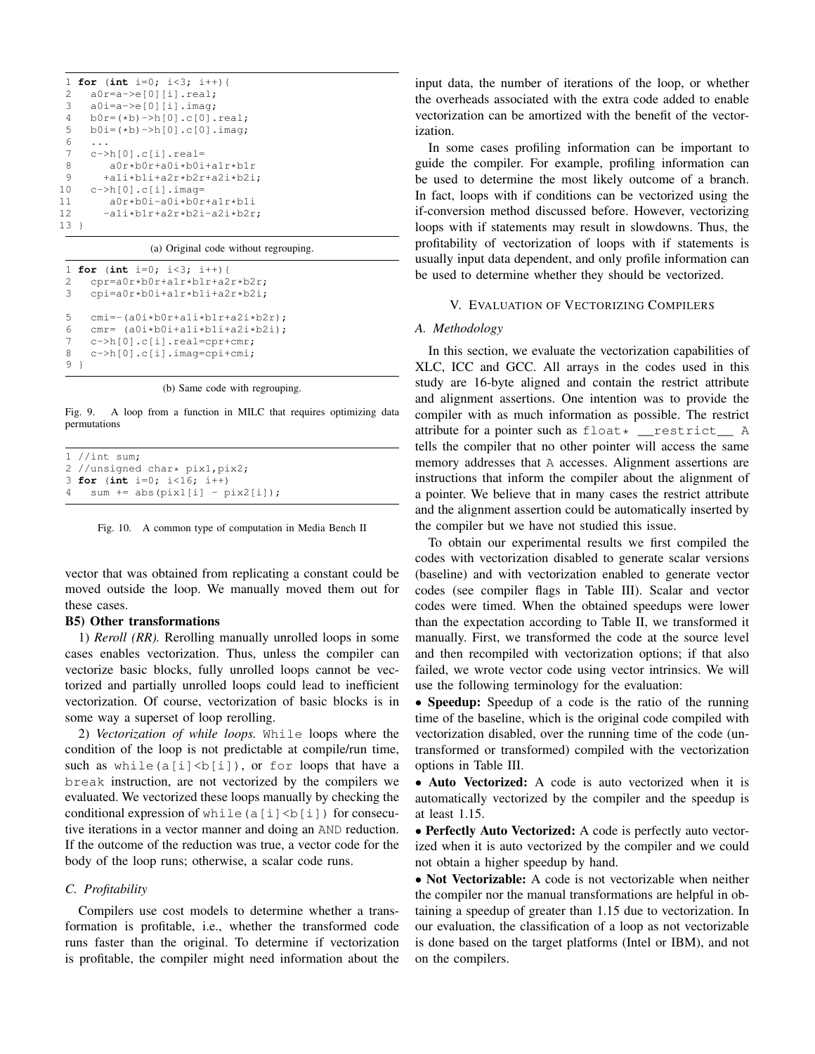```
1 for (int i=0; i<3; i++){
2   a0r=a->e[0][i].real;
3   a0i=a->e[0][i].imag;
4   b0r=(*b)->h[0].c[0].real;
5   b0i=(*b)->h[0].c[0].imag;
6   ...
7   c->h[0].c[i].real=
8      a0r*b0r+a0i*b0i+a1r*b1r
9     +a1i*b1i+a2r*b2r+a2i*b2i;
10  c->h[0].c[i].imag=
11     a0r*b0i-a0i*b0r+a1r*b1i
12    -a1i*b1r+a2r*b2i-a2i*b2r;
13 }
```

(a) Original code without regrouping.

```
1 for (int i=0; i<3; i++){
2   cpr=a0r*b0r+a1r*b1r+a2r*b2r;
3   cpi=a0r*b0i+a1r*b1i+a2r*b2i;

5   cmi=-(a0i*b0r+a1i*b1r+a2i*b2r);
6   cmr= (a0i*b0i+a1i*b1i+a2i*b2i);
7   c->h[0].c[i].real=cpr+cmr;
8   c->h[0].c[i].imag=cpi+cmi;
9 }
```

(b) Same code with regrouping.

Fig. 9. A loop from a function in MILC that requires optimizing data permutations

```
1 //int sum;
2 //unsigned char* pix1,pix2;
3 for (int i=0; i<16; i++)
4   sum += abs(pix1[i] - pix2[i]);
```

Fig. 10. A common type of computation in Media Bench II

vector that was obtained from replicating a constant could be moved outside the loop. We manually moved them out for these cases.

**B5) Other transformations**

1) *Reroll (RR).* Rerolling manually unrolled loops in some cases enables vectorization. Thus, unless the compiler can vectorize basic blocks, fully unrolled loops cannot be vectorized and partially unrolled loops could lead to inefficient vectorization. Of course, vectorization of basic blocks is in some way a superset of loop rerolling.

2) *Vectorization of while loops.* `While` loops where the condition of the loop is not predictable at compile/run time, such as `while(a[i]<b[i])`, or `for` loops that have a `break` instruction, are not vectorized by the compilers we evaluated. We vectorized these loops manually by checking the conditional expression of `while(a[i]<b[i])` for consecutive iterations in a vector manner and doing an `AND` reduction. If the outcome of the reduction was true, a vector code for the body of the loop runs; otherwise, a scalar code runs.

### C. Profitability

Compilers use cost models to determine whether a transformation is profitable, i.e., whether the transformed code runs faster than the original. To determine if vectorization is profitable, the compiler might need information about the input data, the number of iterations of the loop, or whether the overheads associated with the extra code added to enable vectorization can be amortized with the benefit of the vectorization.

In some cases profiling information can be important to guide the compiler. For example, profiling information can be used to determine the most likely outcome of a branch. In fact, loops with if conditions can be vectorized using the if-conversion method discussed before. However, vectorizing loops with if statements may result in slowdowns. Thus, the profitability of vectorization of loops with if statements is usually input data dependent, and only profile information can be used to determine whether they should be vectorized.

## V. Evaluation of Vectorizing Compilers

### A. Methodology

In this section, we evaluate the vectorization capabilities of XLC, ICC and GCC. All arrays in the codes used in this study are 16-byte aligned and contain the restrict attribute and alignment assertions. One intention was to provide the compiler with as much information as possible. The restrict attribute for a pointer such as `float* __restrict__ A` tells the compiler that no other pointer will access the same memory addresses that `A` accesses. Alignment assertions are instructions that inform the compiler about the alignment of a pointer. We believe that in many cases the restrict attribute and the alignment assertion could be automatically inserted by the compiler but we have not studied this issue.

To obtain our experimental results we first compiled the codes with vectorization disabled to generate scalar versions (baseline) and with vectorization enabled to generate vector codes (see compiler flags in Table III). Scalar and vector codes were timed. When the obtained speedups were lower than the expectation according to Table II, we transformed it manually. First, we transformed the code at the source level and then recompiled with vectorization options; if that also failed, we wrote vector code using vector intrinsics. We will use the following terminology for the evaluation:

- **Speedup:** Speedup of a code is the ratio of the running time of the baseline, which is the original code compiled with vectorization disabled, over the running time of the code (untransformed or transformed) compiled with the vectorization options in Table III.
- **Auto Vectorized:** A code is auto vectorized when it is automatically vectorized by the compiler and the speedup is at least 1.15.
- **Perfectly Auto Vectorized:** A code is perfectly auto vectorized when it is auto vectorized by the compiler and we could not obtain a higher speedup by hand.
- **Not Vectorizable:** A code is not vectorizable when neither the compiler nor the manual transformations are helpful in obtaining a speedup of greater than 1.15 due to vectorization. In our evaluation, the classification of a loop as not vectorizable is done based on the target platforms (Intel or IBM), and not on the compilers.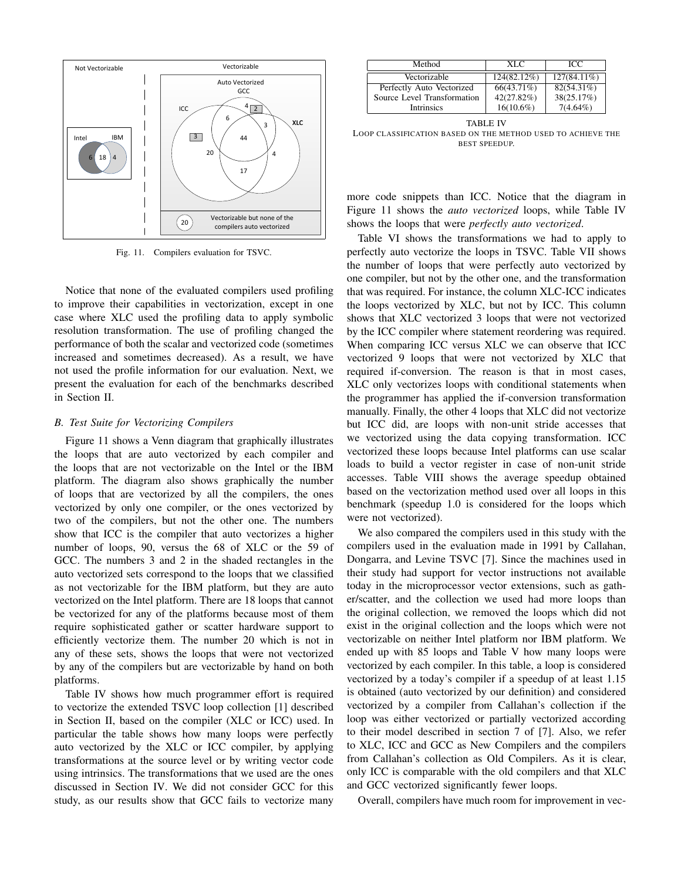Fig. 11. Compilers evaluation for TSVC.

Notice that none of the evaluated compilers used profiling to improve their capabilities in vectorization, except in one case where XLC used the profiling data to apply symbolic resolution transformation. The use of profiling changed the performance of both the scalar and vectorized code (sometimes increased and sometimes decreased). As a result, we have not used the profile information for our evaluation. Next, we present the evaluation for each of the benchmarks described in Section II.

### *B. Test Suite for Vectorizing Compilers*

Figure 11 shows a Venn diagram that graphically illustrates the loops that are auto vectorized by each compiler and the loops that are not vectorizable on the Intel or the IBM platform. The diagram also shows graphically the number of loops that are vectorized by all the compilers, the ones vectorized by only one compiler, or the ones vectorized by two of the compilers, but not the other one. The numbers show that ICC is the compiler that auto vectorizes a higher number of loops, 90, versus the 68 of XLC or the 59 of GCC. The numbers 3 and 2 in the shaded rectangles in the auto vectorized sets correspond to the loops that we classified as not vectorizable for the IBM platform, but they are auto vectorized on the Intel platform. There are 18 loops that cannot be vectorized for any of the platforms because most of them require sophisticated gather or scatter hardware support to efficiently vectorize them. The number 20 which is not in any of these sets, shows the loops that were not vectorized by any of the compilers but are vectorizable by hand on both platforms.

Table IV shows how much programmer effort is required to vectorize the extended TSVC loop collection [1] described in Section II, based on the compiler (XLC or ICC) used. In particular the table shows how many loops were perfectly auto vectorized by the XLC or ICC compiler, by applying transformations at the source level or by writing vector code using intrinsics. The transformations that we used are the ones discussed in Section IV. We did not consider GCC for this study, as our results show that GCC fails to vectorize many more code snippets than ICC. Notice that the diagram in Figure 11 shows the *auto vectorized* loops, while Table IV shows the loops that were *perfectly auto vectorized*.

| Method | XLC | ICC |
|---|---|---|
| Vectorizable | 124(82.12%) | 127(84.11%) |
| Perfectly Auto Vectorized | 66(43.71%) | 82(54.31%) |
| Source Level Transformation | 42(27.82%) | 38(25.17%) |
| Intrinsics | 16(10.6%) | 7(4.64%) |

TABLE IV
LOOP CLASSIFICATION BASED ON THE METHOD USED TO ACHIEVE THE BEST SPEEDUP.

Table VI shows the transformations we had to apply to perfectly auto vectorize the loops in TSVC. Table VII shows the number of loops that were perfectly auto vectorized by one compiler, but not by the other one, and the transformation that was required. For instance, the column XLC-ICC indicates the loops vectorized by XLC, but not by ICC. This column shows that XLC vectorized 3 loops that were not vectorized by the ICC compiler where statement reordering was required. When comparing ICC versus XLC we can observe that ICC vectorized 9 loops that were not vectorized by XLC that required if-conversion. The reason is that in most cases, XLC only vectorizes loops with conditional statements when the programmer has applied the if-conversion transformation manually. Finally, the other 4 loops that XLC did not vectorize but ICC did, are loops with non-unit stride accesses that we vectorized using the data copying transformation. ICC vectorized these loops because Intel platforms can use scalar loads to build a vector register in case of non-unit stride accesses. Table VIII shows the average speedup obtained based on the vectorization method used over all loops in this benchmark (speedup 1.0 is considered for the loops which were not vectorized).

We also compared the compilers used in this study with the compilers used in the evaluation made in 1991 by Callahan, Dongarra, and Levine TSVC [7]. Since the machines used in their study had support for vector instructions not available today in the microprocessor vector extensions, such as gather/scatter, and the collection we used had more loops than the original collection, we removed the loops which did not exist in the original collection and the loops which were not vectorizable on neither Intel platform nor IBM platform. We ended up with 85 loops and Table V how many loops were vectorized by each compiler. In this table, a loop is considered vectorized by a today's compiler if a speedup of at least 1.15 is obtained (auto vectorized by our definition) and considered vectorized by a compiler from Callahan's collection if the loop was either vectorized or partially vectorized according to their model described in section 7 of [7]. Also, we refer to XLC, ICC and GCC as New Compilers and the compilers from Callahan's collection as Old Compilers. As it is clear, only ICC is comparable with the old compilers and that XLC and GCC vectorized significantly fewer loops.

Overall, compilers have much room for improvement in vec-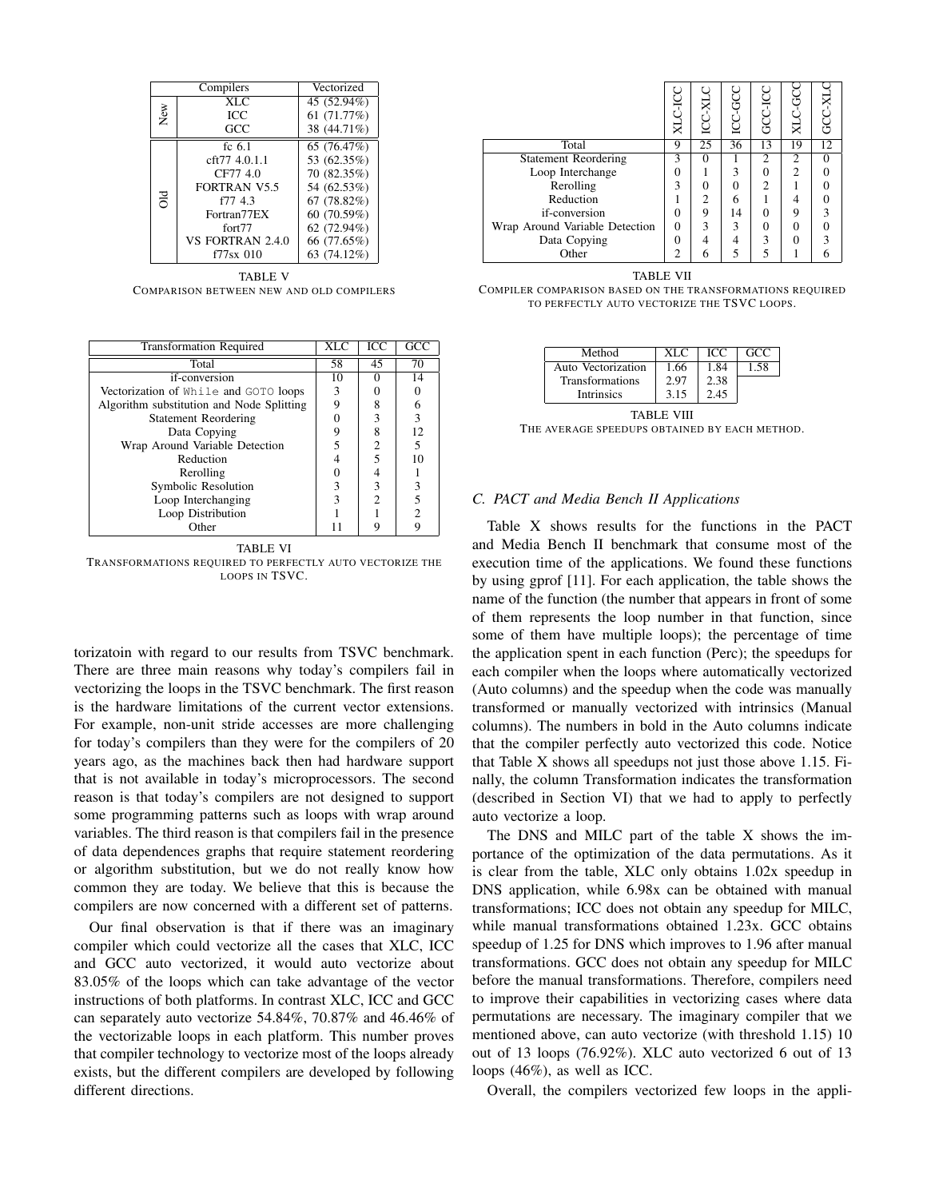| Compilers | | Vectorized |
|---|---|---|
| New | XLC | 45 (52.94%) |
| | ICC | 61 (71.77%) |
| | GCC | 38 (44.71%) |
| Old | fc 6.1 | 65 (76.47%) |
| | cft77 4.0.1.1 | 53 (62.35%) |
| | CF77 4.0 | 70 (82.35%) |
| | FORTRAN V5.5 | 54 (62.53%) |
| | f77 4.3 | 67 (78.82%) |
| | Fortran77EX | 60 (70.59%) |
| | fort77 | 62 (72.94%) |
| | VS FORTRAN 2.4.0 | 66 (77.65%) |
| | f77sx 010 | 63 (74.12%) |

TABLE V
COMPARISON BETWEEN NEW AND OLD COMPILERS

| Transformation Required | XLC | ICC | GCC |
|---|---|---|---|
| Total | 58 | 45 | 70 |
| if-conversion | 10 | 0 | 14 |
| Vectorization of `While` and `GOTO` loops | 3 | 0 | 0 |
| Algorithm substitution and Node Splitting | 9 | 8 | 6 |
| Statement Reordering | 0 | 3 | 3 |
| Data Copying | 9 | 8 | 12 |
| Wrap Around Variable Detection | 5 | 2 | 5 |
| Reduction | 4 | 5 | 10 |
| Rerolling | 0 | 4 | 1 |
| Symbolic Resolution | 3 | 3 | 3 |
| Loop Interchanging | 3 | 2 | 5 |
| Loop Distribution | 1 | 1 | 2 |
| Other | 11 | 9 | 9 |

TABLE VI
TRANSFORMATIONS REQUIRED TO PERFECTLY AUTO VECTORIZE THE LOOPS IN TSVC.

torizatoin with regard to our results from TSVC benchmark. There are three main reasons why today's compilers fail in vectorizing the loops in the TSVC benchmark. The first reason is the hardware limitations of the current vector extensions. For example, non-unit stride accesses are more challenging for today's compilers than they were for the compilers of 20 years ago, as the machines back then had hardware support that is not available in today's microprocessors. The second reason is that today's compilers are not designed to support some programming patterns such as loops with wrap around variables. The third reason is that compilers fail in the presence of data dependences graphs that require statement reordering or algorithm substitution, but we do not really know how common they are today. We believe that this is because the compilers are now concerned with a different set of patterns.

Our final observation is that if there was an imaginary compiler which could vectorize all the cases that XLC, ICC and GCC auto vectorized, it would auto vectorize about 83.05% of the loops which can take advantage of the vector instructions of both platforms. In contrast XLC, ICC and GCC can separately auto vectorize 54.84%, 70.87% and 46.46% of the vectorizable loops in each platform. This number proves that compiler technology to vectorize most of the loops already exists, but the different compilers are developed by following different directions.

| | XLC-ICC | ICC-XLC | ICC-GCC | GCC-ICC | XLC-GCC | GCC-XLC |
|---|---|---|---|---|---|---|
| Total | 9 | 25 | 36 | 13 | 19 | 12 |
| Statement Reordering | 3 | 0 | 1 | 2 | 2 | 0 |
| Loop Interchange | 0 | 1 | 3 | 0 | 2 | 0 |
| Rerolling | 3 | 0 | 0 | 2 | 1 | 0 |
| Reduction | 1 | 2 | 6 | 1 | 4 | 0 |
| if-conversion | 0 | 9 | 14 | 0 | 9 | 3 |
| Wrap Around Variable Detection | 0 | 3 | 3 | 0 | 0 | 0 |
| Data Copying | 0 | 4 | 4 | 3 | 0 | 3 |
| Other | 2 | 6 | 5 | 5 | 1 | 6 |

TABLE VII
COMPILER COMPARISON BASED ON THE TRANSFORMATIONS REQUIRED TO PERFECTLY AUTO VECTORIZE THE TSVC LOOPS.

| Method | XLC | ICC | GCC |
|---|---|---|---|
| Auto Vectorization | 1.66 | 1.84 | 1.58 |
| Transformations | 2.97 | 2.38 | |
| Intrinsics | 3.15 | 2.45 | |

TABLE VIII
THE AVERAGE SPEEDUPS OBTAINED BY EACH METHOD.

### C. PACT and Media Bench II Applications

Table X shows results for the functions in the PACT and Media Bench II benchmark that consume most of the execution time of the applications. We found these functions by using gprof [11]. For each application, the table shows the name of the function (the number that appears in front of some of them represents the loop number in that function, since some of them have multiple loops); the percentage of time the application spent in each function (Perc); the speedups for each compiler when the loops where automatically vectorized (Auto columns) and the speedup when the code was manually transformed or manually vectorized with intrinsics (Manual columns). The numbers in bold in the Auto columns indicate that the compiler perfectly auto vectorized this code. Notice that Table X shows all speedups not just those above 1.15. Finally, the column Transformation indicates the transformation (described in Section VI) that we had to apply to perfectly auto vectorize a loop.

The DNS and MILC part of the table X shows the importance of the optimization of the data permutations. As it is clear from the table, XLC only obtains 1.02x speedup in DNS application, while 6.98x can be obtained with manual transformations; ICC does not obtain any speedup for MILC, while manual transformations obtained 1.23x. GCC obtains speedup of 1.25 for DNS which improves to 1.96 after manual transformations. GCC does not obtain any speedup for MILC before the manual transformations. Therefore, compilers need to improve their capabilities in vectorizing cases where data permutations are necessary. The imaginary compiler that we mentioned above, can auto vectorize (with threshold 1.15) 10 out of 13 loops (76.92%). XLC auto vectorized 6 out of 13 loops (46%), as well as ICC.

Overall, the compilers vectorized few loops in the appli-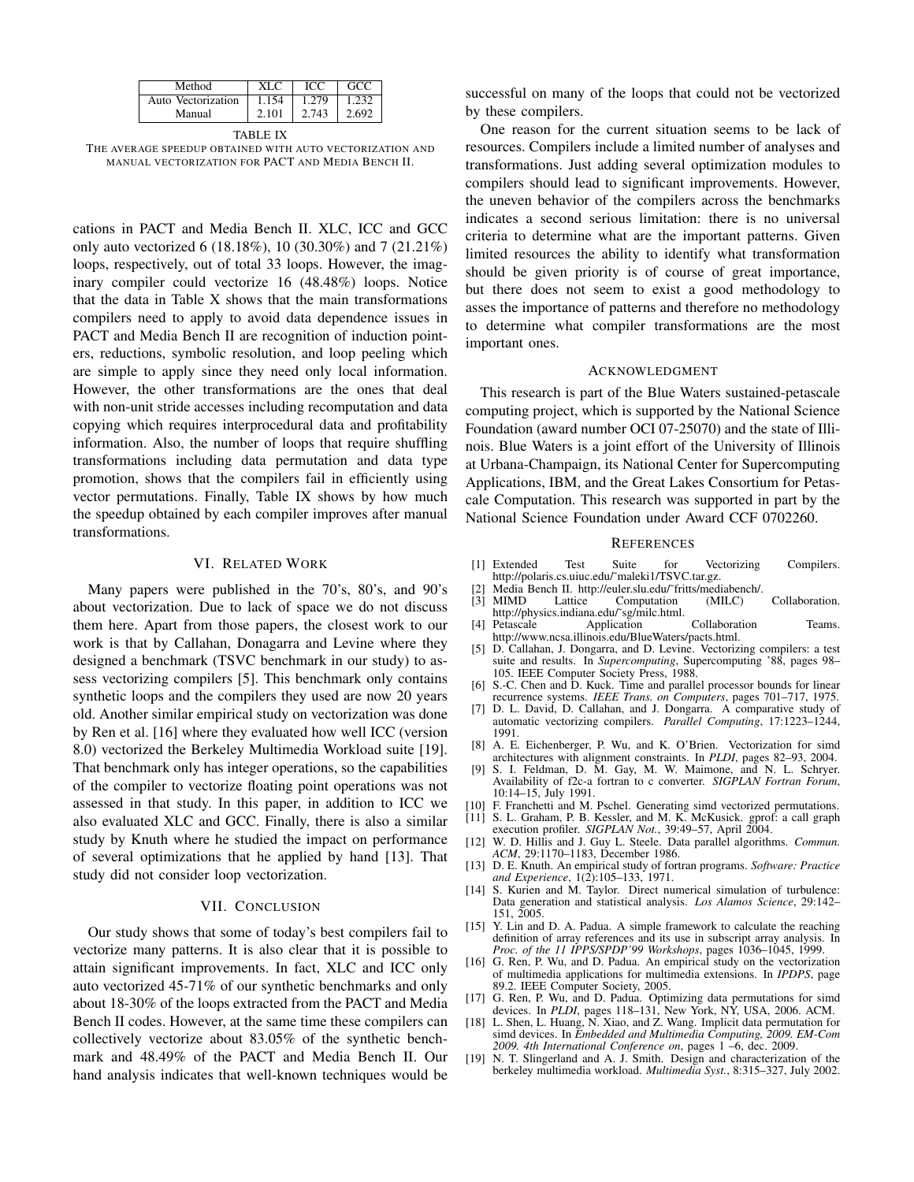| Method | XLC | ICC | GCC |
| --- | --- | --- | --- |
| Auto Vectorization | 1.154 | 1.279 | 1.232 |
| Manual | 2.101 | 2.743 | 2.692 |

TABLE IX
THE AVERAGE SPEEDUP OBTAINED WITH AUTO VECTORIZATION AND MANUAL VECTORIZATION FOR PACT AND MEDIA BENCH II.

cations in PACT and Media Bench II. XLC, ICC and GCC only auto vectorized 6 (18.18%), 10 (30.30%) and 7 (21.21%) loops, respectively, out of total 33 loops. However, the imaginary compiler could vectorize 16 (48.48%) loops. Notice that the data in Table X shows that the main transformations compilers need to apply to avoid data dependence issues in PACT and Media Bench II are recognition of induction pointers, reductions, symbolic resolution, and loop peeling which are simple to apply since they need only local information. However, the other transformations are the ones that deal with non-unit stride accesses including recomputation and data copying which requires interprocedural data and profitability information. Also, the number of loops that require shuffling transformations including data permutation and data type promotion, shows that the compilers fail in efficiently using vector permutations. Finally, Table IX shows by how much the speedup obtained by each compiler improves after manual transformations.

## VI. Related Work

Many papers were published in the 70's, 80's, and 90's about vectorization. Due to lack of space we do not discuss them here. Apart from those papers, the closest work to our work is that by Callahan, Donagarra and Levine where they designed a benchmark (TSVC benchmark in our study) to assess vectorizing compilers [5]. This benchmark only contains synthetic loops and the compilers they used are now 20 years old. Another similar empirical study on vectorization was done by Ren et al. [16] where they evaluated how well ICC (version 8.0) vectorized the Berkeley Multimedia Workload suite [19]. That benchmark only has integer operations, so the capabilities of the compiler to vectorize floating point operations was not assessed in that study. In this paper, in addition to ICC we also evaluated XLC and GCC. Finally, there is also a similar study by Knuth where he studied the impact on performance of several optimizations that he applied by hand [13]. That study did not consider loop vectorization.

## VII. Conclusion

Our study shows that some of today's best compilers fail to vectorize many patterns. It is also clear that it is possible to attain significant improvements. In fact, XLC and ICC only auto vectorized 45-71% of our synthetic benchmarks and only about 18-30% of the loops extracted from the PACT and Media Bench II codes. However, at the same time these compilers can collectively vectorize about 83.05% of the synthetic benchmark and 48.49% of the PACT and Media Bench II. Our hand analysis indicates that well-known techniques would be successful on many of the loops that could not be vectorized by these compilers.

One reason for the current situation seems to be lack of resources. Compilers include a limited number of analyses and transformations. Just adding several optimization modules to compilers should lead to significant improvements. However, the uneven behavior of the compilers across the benchmarks indicates a second serious limitation: there is no universal criteria to determine what are the important patterns. Given limited resources the ability to identify what transformation should be given priority is of course of great importance, but there does not seem to exist a good methodology to asses the importance of patterns and therefore no methodology to determine what compiler transformations are the most important ones.

## Acknowledgment

This research is part of the Blue Waters sustained-petascale computing project, which is supported by the National Science Foundation (award number OCI 07-25070) and the state of Illinois. Blue Waters is a joint effort of the University of Illinois at Urbana-Champaign, its National Center for Supercomputing Applications, IBM, and the Great Lakes Consortium for Petascale Computation. This research was supported in part by the National Science Foundation under Award CCF 0702260.

## References

[1] Extended Test Suite for Vectorizing Compilers. http://polaris.cs.uiuc.edu/˜maleki1/TSVC.tar.gz.

[2] Media Bench II. http://euler.slu.edu/˜fritts/mediabench/.

[3] MIMD Lattice Computation (MILC) Collaboration. http://physics.indiana.edu/˜sg/milc.html.

[4] Petascale Application Collaboration Teams. http://www.ncsa.illinois.edu/BlueWaters/pacts.html.

[5] D. Callahan, J. Dongarra, and D. Levine. Vectorizing compilers: a test suite and results. In *Supercomputing*, Supercomputing '88, pages 98–105. IEEE Computer Society Press, 1988.

[6] S.-C. Chen and D. Kuck. Time and parallel processor bounds for linear recurrence systems. *IEEE Trans. on Computers*, pages 701–717, 1975.

[7] D. L. David, D. Callahan, and J. Dongarra. A comparative study of automatic vectorizing compilers. *Parallel Computing*, 17:1223–1244, 1991.

[8] A. E. Eichenberger, P. Wu, and K. O'Brien. Vectorization for simd architectures with alignment constraints. In *PLDI*, pages 82–93, 2004.

[9] S. I. Feldman, D. M. Gay, M. W. Maimone, and N. L. Schryer. Availability of f2c-a fortran to c converter. *SIGPLAN Fortran Forum*, 10:14–15, July 1991.

[10] F. Franchetti and M. Pschel. Generating simd vectorized permutations.

[11] S. L. Graham, P. B. Kessler, and M. K. McKusick. gprof: a call graph execution profiler. *SIGPLAN Not.*, 39:49–57, April 2004.

[12] W. D. Hillis and J. Guy L. Steele. Data parallel algorithms. *Commun. ACM*, 29:1170–1183, December 1986.

[13] D. E. Knuth. An empirical study of fortran programs. *Software: Practice and Experience*, 1(2):105–133, 1971.

[14] S. Kurien and M. Taylor. Direct numerical simulation of turbulence: Data generation and statistical analysis. *Los Alamos Science*, 29:142–151, 2005.

[15] Y. Lin and D. A. Padua. A simple framework to calculate the reaching definition of array references and its use in subscript array analysis. In *Proc. of the 11 IPPS/SPDP'99 Workshops*, pages 1036–1045, 1999.

[16] G. Ren, P. Wu, and D. Padua. An empirical study on the vectorization of multimedia applications for multimedia extensions. In *IPDPS*, page 89.2. IEEE Computer Society, 2005.

[17] G. Ren, P. Wu, and D. Padua. Optimizing data permutations for simd devices. In *PLDI*, pages 118–131, New York, NY, USA, 2006. ACM.

[18] L. Shen, L. Huang, N. Xiao, and Z. Wang. Implicit data permutation for simd devices. In *Embedded and Multimedia Computing, 2009. EM-Com 2009. 4th International Conference on*, pages 1 –6, dec. 2009.

[19] N. T. Slingerland and A. J. Smith. Design and characterization of the berkeley multimedia workload. *Multimedia Syst.*, 8:315–327, July 2002.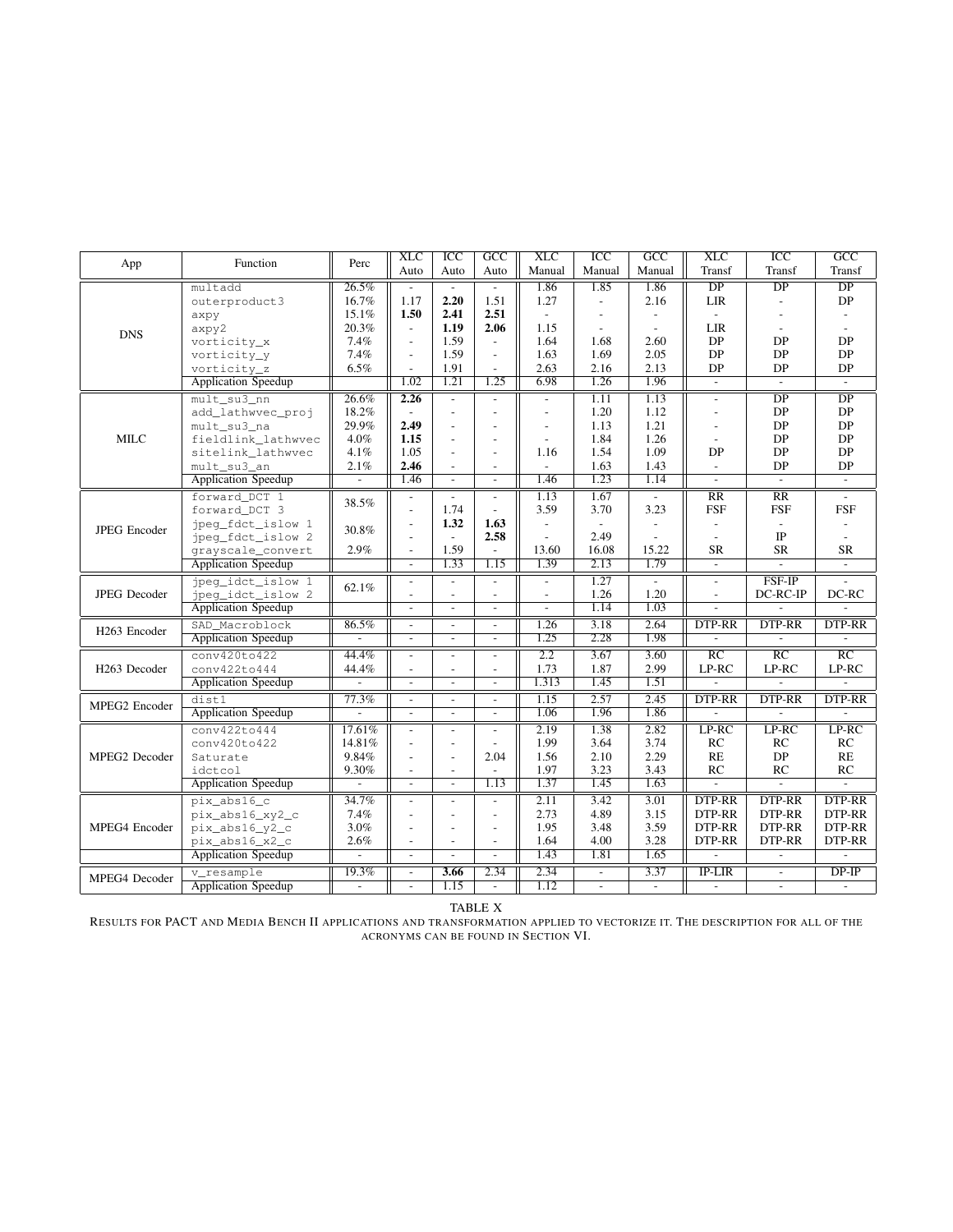| App | Function | Perc | XLC Auto | ICC Auto | GCC Auto | XLC Manual | ICC Manual | GCC Manual | XLC Transf | ICC Transf | GCC Transf |
|---|---|---|---|---|---|---|---|---|---|---|---|
| DNS | multadd | 26.5% | - | - | - | 1.86 | 1.85 | 1.86 | DP | DP | DP |
| | outerproduct3 | 16.7% | 1.17 | **2.20** | 1.51 | 1.27 | - | 2.16 | LIR | - | DP |
| | axpy | 15.1% | **1.50** | **2.41** | **2.51** | - | - | - | - | - | - |
| | axpy2 | 20.3% | - | **1.19** | **2.06** | 1.15 | - | - | LIR | - | - |
| | vorticity_x | 7.4% | - | 1.59 | - | 1.64 | 1.68 | 2.60 | DP | DP | DP |
| | vorticity_y | 7.4% | - | 1.59 | - | 1.63 | 1.69 | 2.05 | DP | DP | DP |
| | vorticity_z | 6.5% | - | 1.91 | - | 2.63 | 2.16 | 2.13 | DP | DP | DP |
| | Application Speedup | | 1.02 | 1.21 | 1.25 | 6.98 | 1.26 | 1.96 | - | - | - |
| MILC | mult_su3_nn | 26.6% | **2.26** | - | - | - | 1.11 | 1.13 | - | DP | DP |
| | add_lathwvec_proj | 18.2% | - | - | - | - | 1.20 | 1.12 | - | DP | DP |
| | mult_su3_na | 29.9% | **2.49** | - | - | - | 1.13 | 1.21 | - | DP | DP |
| | fieldlink_lathwvec | 4.0% | **1.15** | - | - | - | 1.84 | 1.26 | - | DP | DP |
| | sitelink_lathwvec | 4.1% | 1.05 | - | - | 1.16 | 1.54 | 1.09 | DP | DP | DP |
| | mult_su3_an | 2.1% | **2.46** | - | - | - | 1.63 | 1.43 | - | DP | DP |
| | Application Speedup | - | 1.46 | - | - | 1.46 | 1.23 | 1.14 | - | - | - |
| JPEG Encoder | forward_DCT 1 | 38.5% | - | - | - | 1.13 | 1.67 | - | RR | RR | - |
| | forward_DCT 3 | | - | 1.74 | - | 3.59 | 3.70 | 3.23 | FSF | FSF | FSF |
| | jpeg_fdct_islow 1 | 30.8% | - | **1.32** | **1.63** | - | - | - | - | - | - |
| | jpeg_fdct_islow 2 | | - | - | **2.58** | - | 2.49 | - | - | IP | - |
| | grayscale_convert | 2.9% | - | 1.59 | - | 13.60 | 16.08 | 15.22 | SR | SR | SR |
| | Application Speedup | | - | 1.33 | 1.15 | 1.39 | 2.13 | 1.79 | - | - | - |
| JPEG Decoder | jpeg_idct_islow 1 | 62.1% | - | - | - | - | 1.27 | - | - | FSF-IP | - |
| | jpeg_idct_islow 2 | | - | - | - | - | 1.26 | 1.20 | - | DC-RC-IP | DC-RC |
| | Application Speedup | | - | - | - | - | 1.14 | 1.03 | - | - | - |
| H263 Encoder | SAD_Macroblock | 86.5% | - | - | - | 1.26 | 3.18 | 2.64 | DTP-RR | DTP-RR | DTP-RR |
| | Application Speedup | - | - | - | - | 1.25 | 2.28 | 1.98 | - | - | - |
| H263 Decoder | conv420to422 | 44.4% | - | - | - | 2.2 | 3.67 | 3.60 | RC | RC | RC |
| | conv422to444 | 44.4% | - | - | - | 1.73 | 1.87 | 2.99 | LP-RC | LP-RC | LP-RC |
| | Application Speedup | - | - | - | - | 1.313 | 1.45 | 1.51 | - | - | - |
| MPEG2 Encoder | dist1 | 77.3% | - | - | - | 1.15 | 2.57 | 2.45 | DTP-RR | DTP-RR | DTP-RR |
| | Application Speedup | - | - | - | - | 1.06 | 1.96 | 1.86 | - | - | - |
| MPEG2 Decoder | conv422to444 | 17.61% | - | - | - | 2.19 | 1.38 | 2.82 | LP-RC | LP-RC | LP-RC |
| | conv420to422 | 14.81% | - | - | - | 1.99 | 3.64 | 3.74 | RC | RC | RC |
| | Saturate | 9.84% | - | - | 2.04 | 1.56 | 2.10 | 2.29 | RE | DP | RE |
| | idctcol | 9.30% | - | - | - | 1.97 | 3.23 | 3.43 | RC | RC | RC |
| | Application Speedup | - | - | - | 1.13 | 1.37 | 1.45 | 1.63 | - | - | - |
| MPEG4 Encoder | pix_abs16_c | 34.7% | - | - | - | 2.11 | 3.42 | 3.01 | DTP-RR | DTP-RR | DTP-RR |
| | pix_abs16_xy2_c | 7.4% | - | - | - | 2.73 | 4.89 | 3.15 | DTP-RR | DTP-RR | DTP-RR |
| | pix_abs16_y2_c | 3.0% | - | - | - | 1.95 | 3.48 | 3.59 | DTP-RR | DTP-RR | DTP-RR |
| | pix_abs16_x2_c | 2.6% | - | - | - | 1.64 | 4.00 | 3.28 | DTP-RR | DTP-RR | DTP-RR |
| | Application Speedup | - | - | - | - | 1.43 | 1.81 | 1.65 | - | - | - |
| MPEG4 Decoder | v_resample | 19.3% | - | **3.66** | 2.34 | 2.34 | - | 3.37 | IP-LIR | - | DP-IP |
| | Application Speedup | - | - | 1.15 | - | 1.12 | - | - | - | - | - |

TABLE X

RESULTS FOR PACT AND MEDIA BENCH II APPLICATIONS AND TRANSFORMATION APPLIED TO VECTORIZE IT. THE DESCRIPTION FOR ALL OF THE ACRONYMS CAN BE FOUND IN SECTION VI.